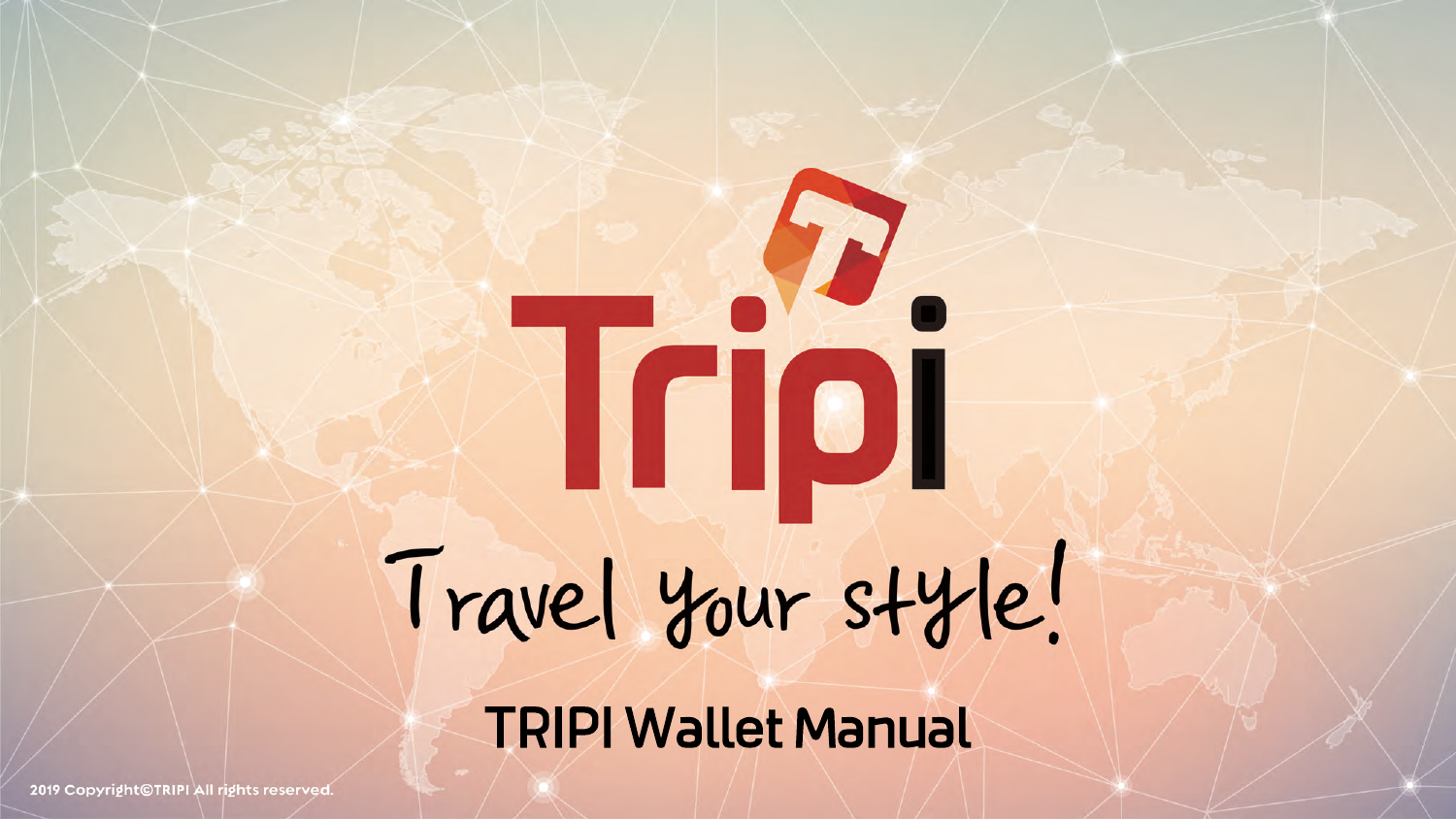# Tripi

Travel your style!

## TRIPI Wallet Manual

2019 Copyright©TRIPI All rights reserved.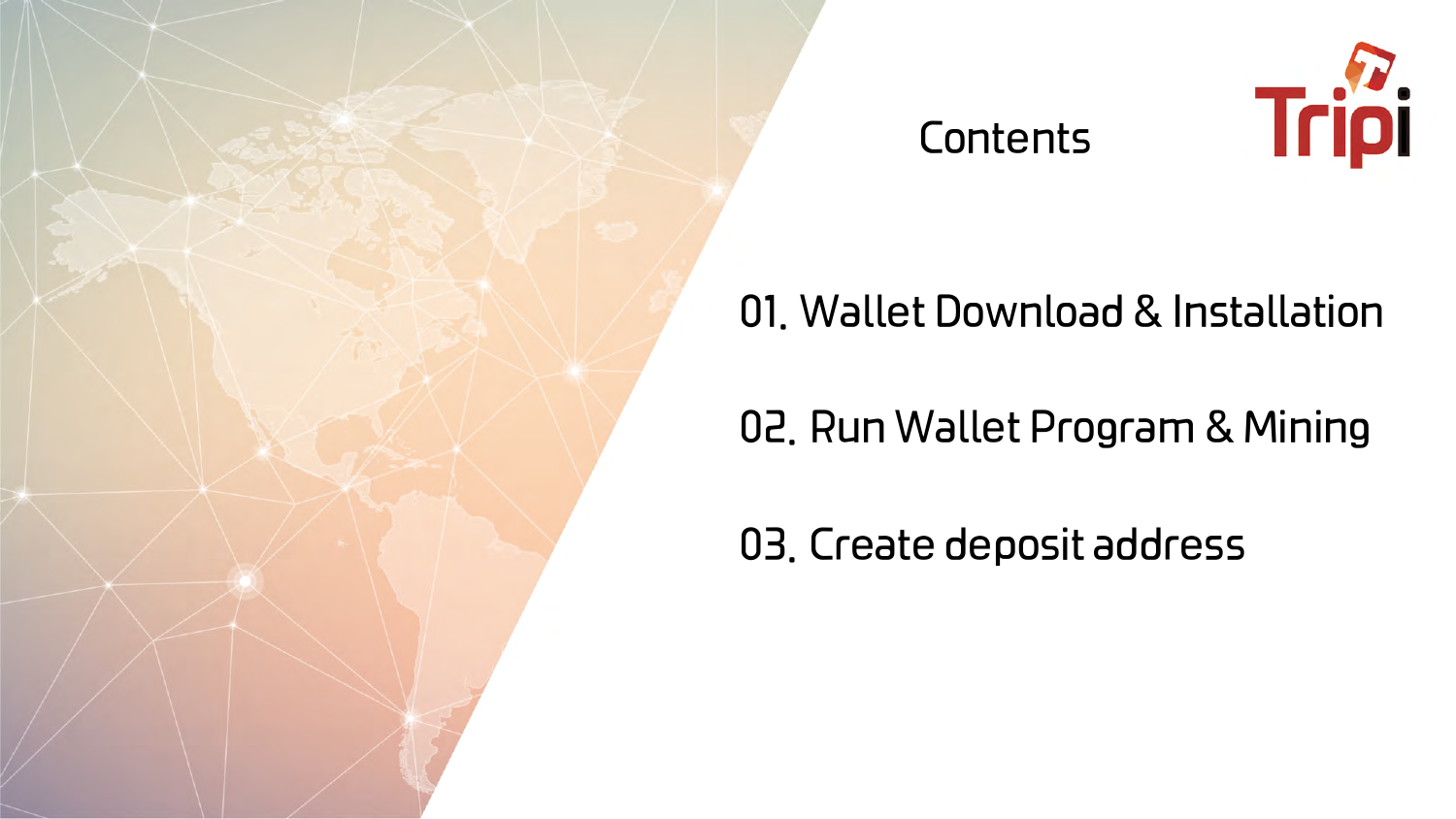# Contents

Tripi

01. Wallet Download & Installation

02. Run Wallet Program & Mining

03. Create deposit address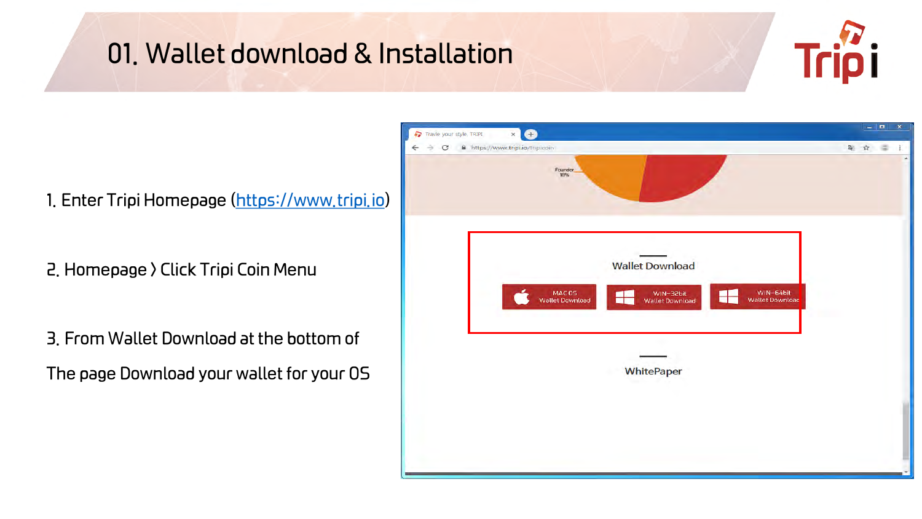# 01. Wallet download & Installation

1. Enter Tripi Homepage (https://www.tripi.io)

2. Homepage > Click Tripi Coin Menu

3. From Wallet Download at the bottom of

The page Download your wallet for your OS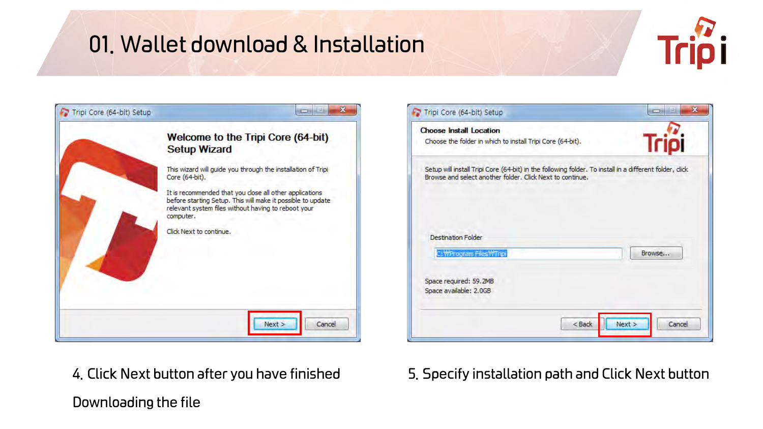# 01. Wallet download & Installation

**Tripi Core (64-bit) Setup**

**Welcome to the Tripi Core (64-bit) Setup Wizard**

This wizard will guide you through the installation of Tripi Core (64-bit).

It is recommended that you close all other applications before starting Setup. This will make it possible to update relevant system files without having to reboot your computer.

Click Next to continue.

Next > | Cancel

4. Click Next button after you have finished Downloading the file

**Tripi Core (64-bit) Setup**

**Choose Install Location**

Choose the folder in which to install Tripi Core (64-bit).

Setup will install Tripi Core (64-bit) in the following folder. To install in a different folder, click Browse and select another folder. Click Next to continue.

Destination Folder

C:\Program Files\Tripi | Browse...

Space required: 59.2MB
Space available: 2.0GB

< Back | Next > | Cancel

5. Specify installation path and Click Next button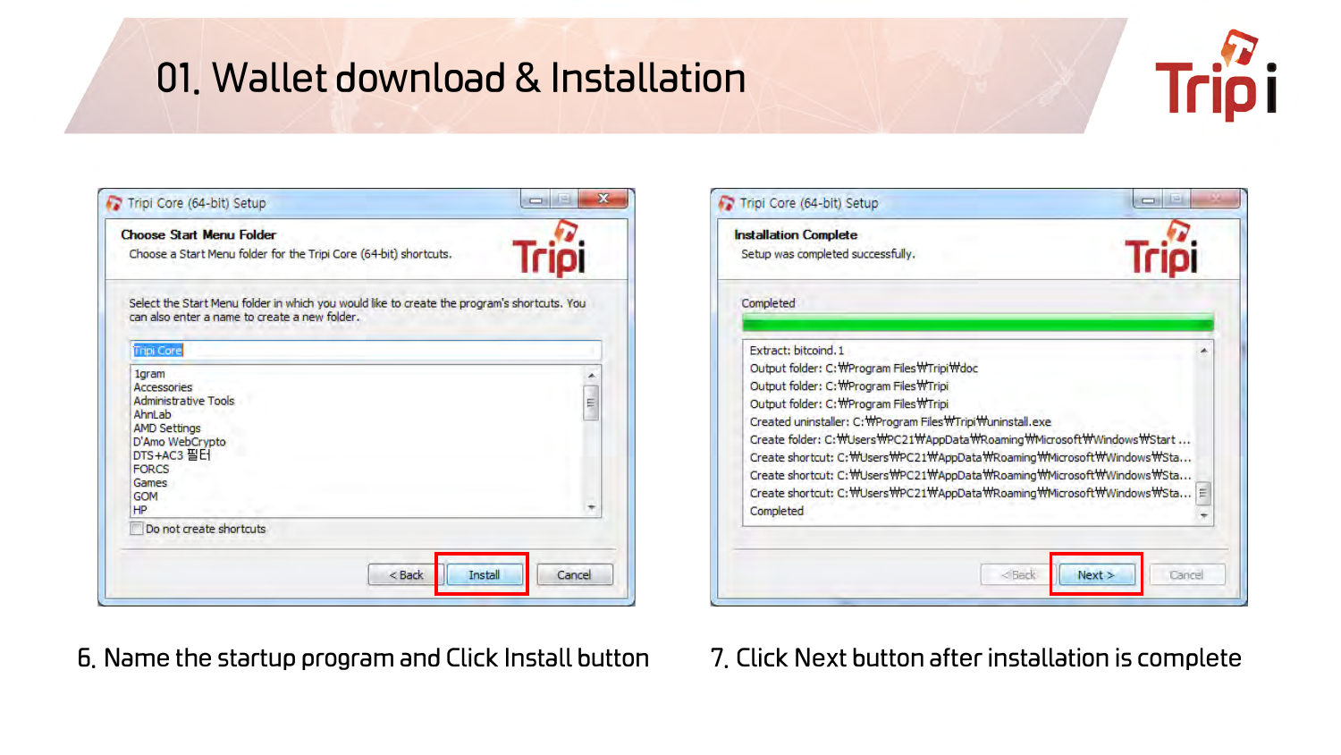# 01. Wallet download & Installation

6. Name the startup program and Click Install button

7. Click Next button after installation is complete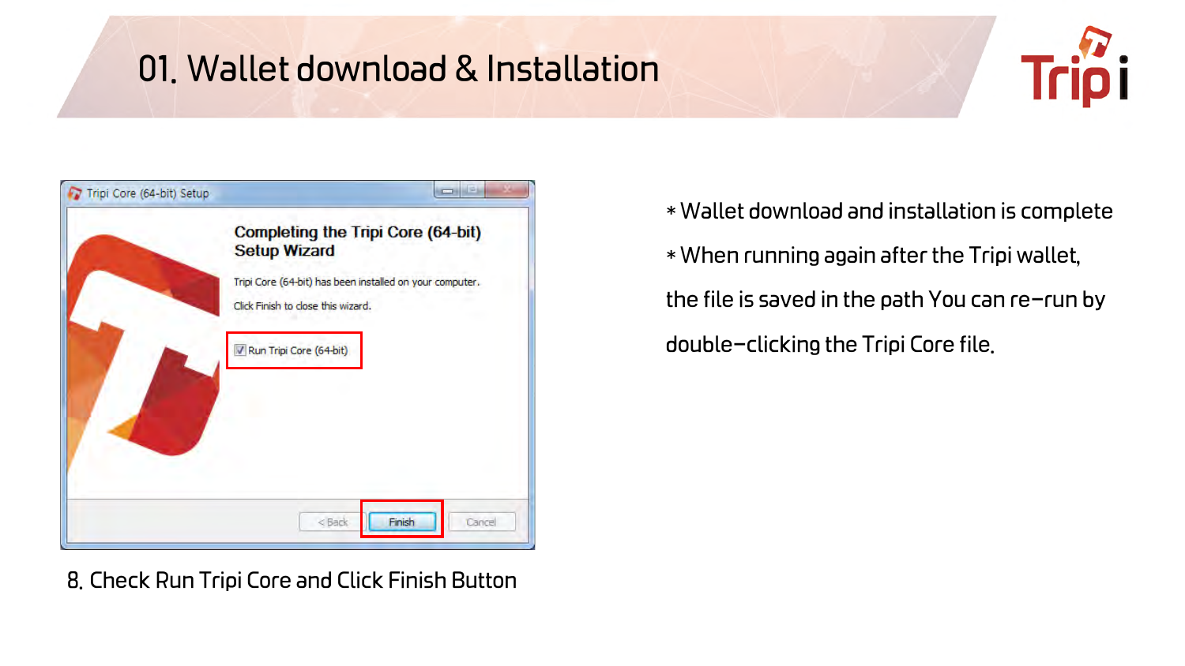# 01. Wallet download & Installation

8. Check Run Tripi Core and Click Finish Button

* Wallet download and installation is complete
* When running again after the Tripi wallet, the file is saved in the path You can re-run by double-clicking the Tripi Core file.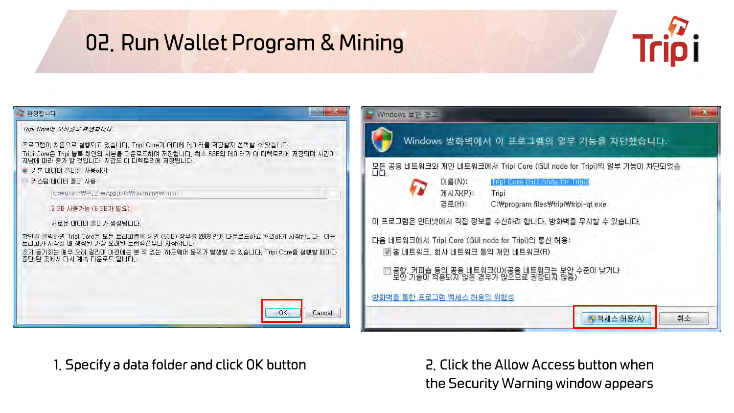# 02. Run Wallet Program & Mining

**환영합니다**

*Tripi Core에 오신것을 환영합니다.*

프로그램이 처음으로 실행되고 있습니다. Tripi Core가 어디에 데이터를 저장할지 선택할 수 있습니다.
Tripi Core은 Tripi 블록 체인의 사본을 다운로드하여 저장합니다. 최소 6GB의 데이터가 이 디렉토리에 저장되며 시간이 지남에 따라 증가 할 것입니다. 지갑도 이 디렉토리에 저장됩니다.

- 기본 데이터 폴더를 사용하기
- 커스텀 데이터 폴더 사용:

C:\Users\PC21\AppData\Roaming\Tripi

2 GB 사용가능 (6 GB가 필요).

새로운 데이터 폴더가 생성됩니다.

확인을 클릭하면 Tripi Core은 모든 트리피블록 체인 (5GB) 장부를 2009 안에 다운로드하고 처리하기 시작합니다. 이는 트리피가 시작될 때 생성된 가장 오래된 트랜잭션부터 시작합니다.
초기 동기화는 매우 오래 걸리며 이전에는 본 적 없는 하드웨어 문제가 발생할 수 있습니다. Tripi Core를 실행할 때마다 중단 된 곳에서 다시 계속 다운로드 됩니다.

OK | Cancel

**Windows 보안 경고**

Windows 방화벽에서 이 프로그램의 일부 기능을 차단했습니다.

모든 공용 네트워크와 개인 네트워크에서 Tripi Core (GUI node for Tripi)의 일부 기능이 차단되었습니다.

이름(N): Tripi Core (GUI node for Tripi)
게시자(P): Tripi
경로(H): C:\program files\tripi\tripi-qt.exe

이 프로그램은 인터넷에서 직접 정보를 수신하려 합니다. 방화벽을 무시할 수 있습니다.

다음 네트워크에서 Tripi Core (GUI node for Tripi)의 통신 허용:

- [x] 홈 네트워크, 회사 네트워크 등의 개인 네트워크(R)
- [ ] 공항, 커피숍 등의 공용 네트워크(U)(공용 네트워크는 보안 수준이 낮거나 보안 기술이 적용되지 않은 경우가 많으므로 권장되지 않음)

방화벽을 통한 프로그램 액세스 허용의 위험성

액세스 허용(A) | 취소

1. Specify a data folder and click OK button

2. Click the Allow Access button when the Security Warning window appears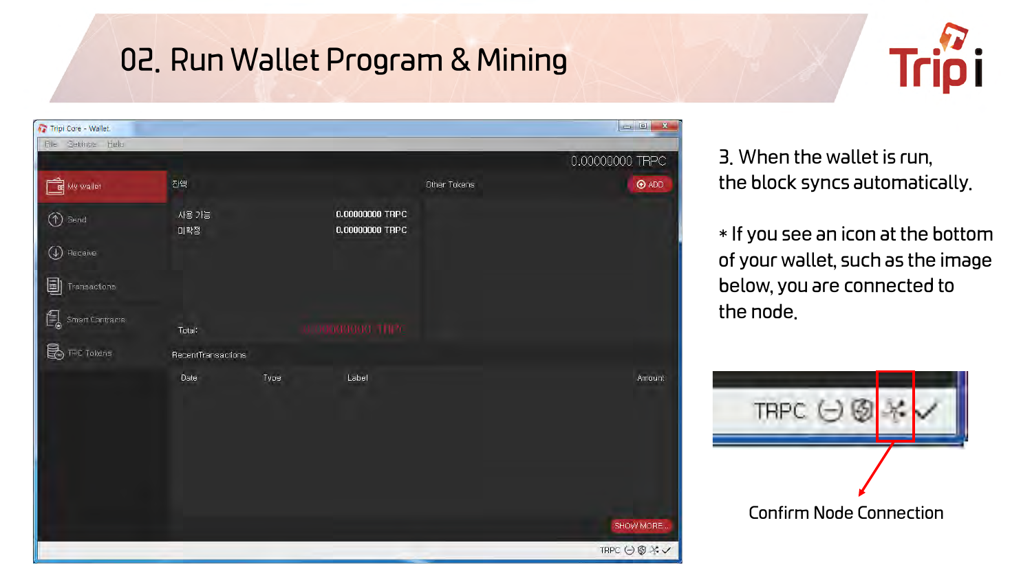# 02. Run Wallet Program & Mining

3. When the wallet is run, the block syncs automatically.

* If you see an icon at the bottom of your wallet, such as the image below, you are connected to the node.

Confirm Node Connection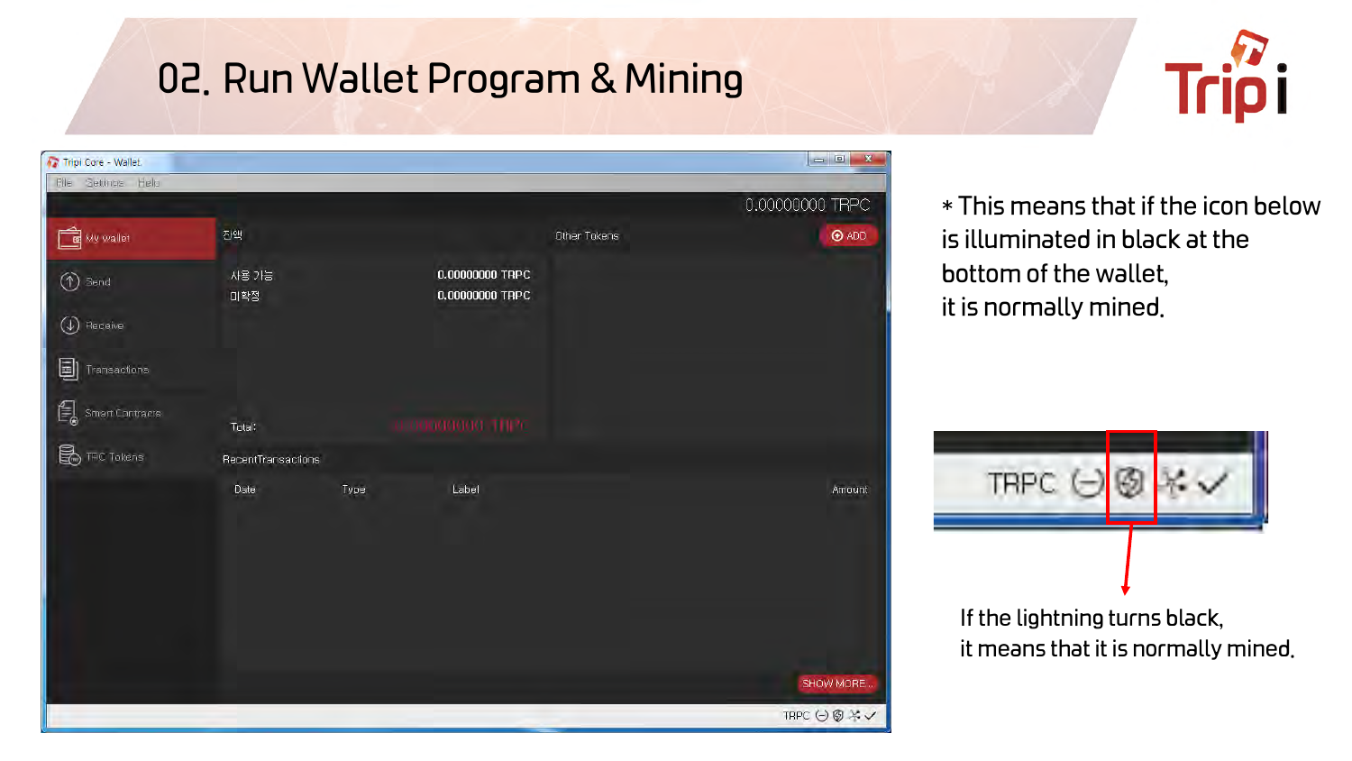# 02. Run Wallet Program & Mining

* This means that if the icon below is illuminated in black at the bottom of the wallet, it is normally mined.

If the lightning turns black, it means that it is normally mined.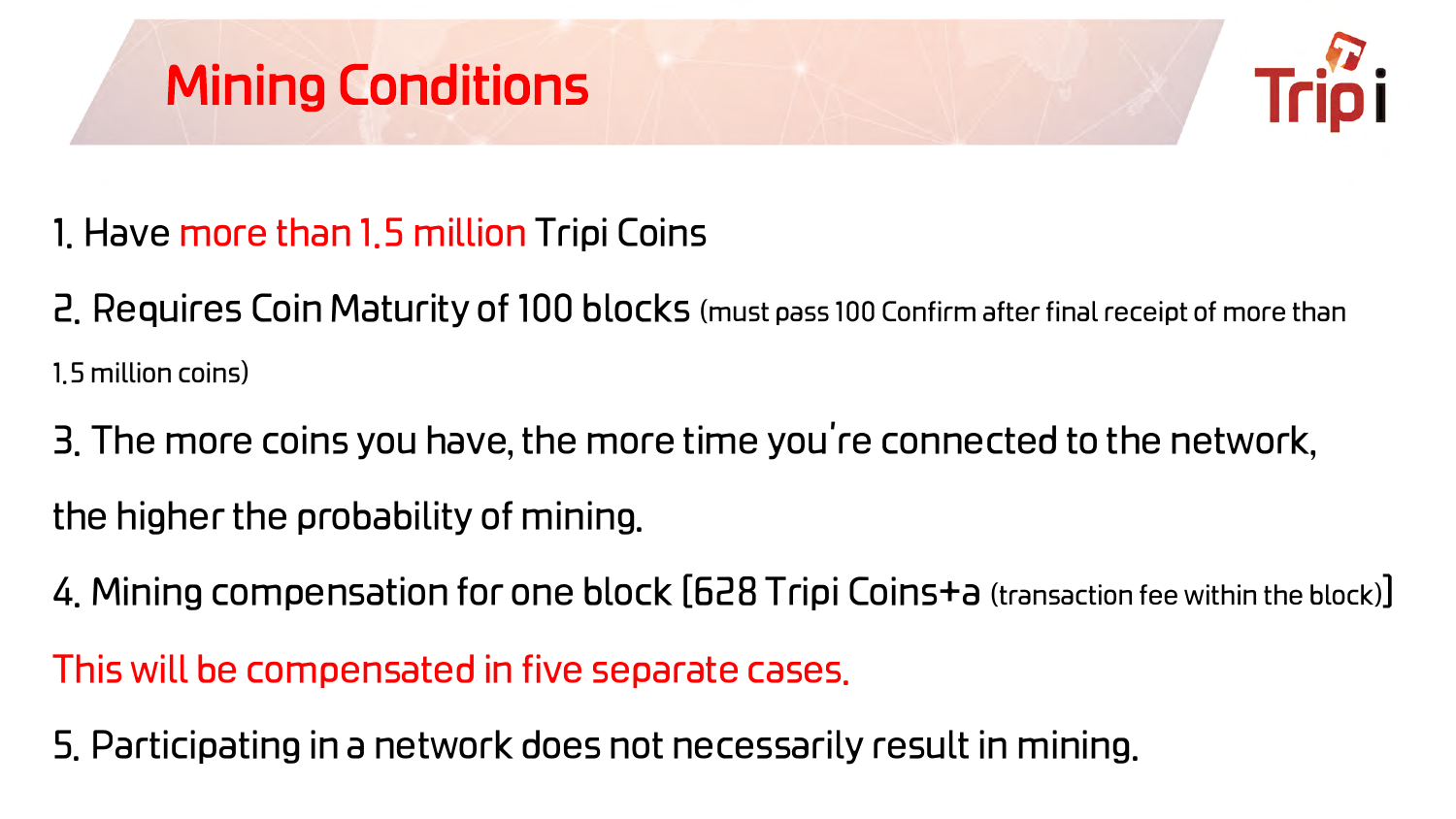# Mining Conditions

1. Have more than 1.5 million Tripi Coins

2. Requires Coin Maturity of 100 blocks (must pass 100 Confirm after final receipt of more than 1.5 million coins)

3. The more coins you have, the more time you're connected to the network, the higher the probability of mining.

4. Mining compensation for one block [628 Tripi Coins+a (transaction fee within the block)]

This will be compensated in five separate cases.

5. Participating in a network does not necessarily result in mining.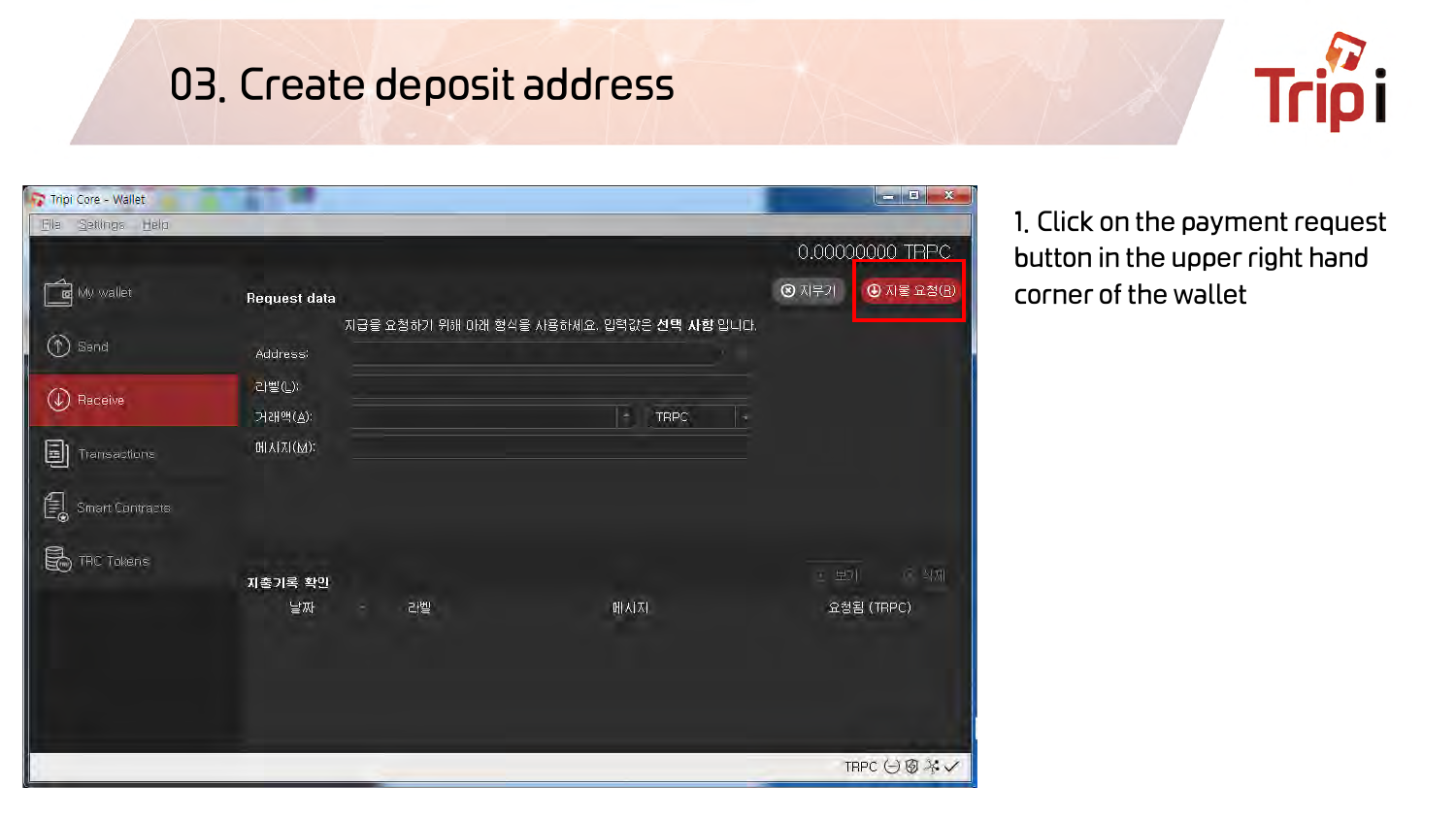# 03. Create deposit address

1. Click on the payment request button in the upper right hand corner of the wallet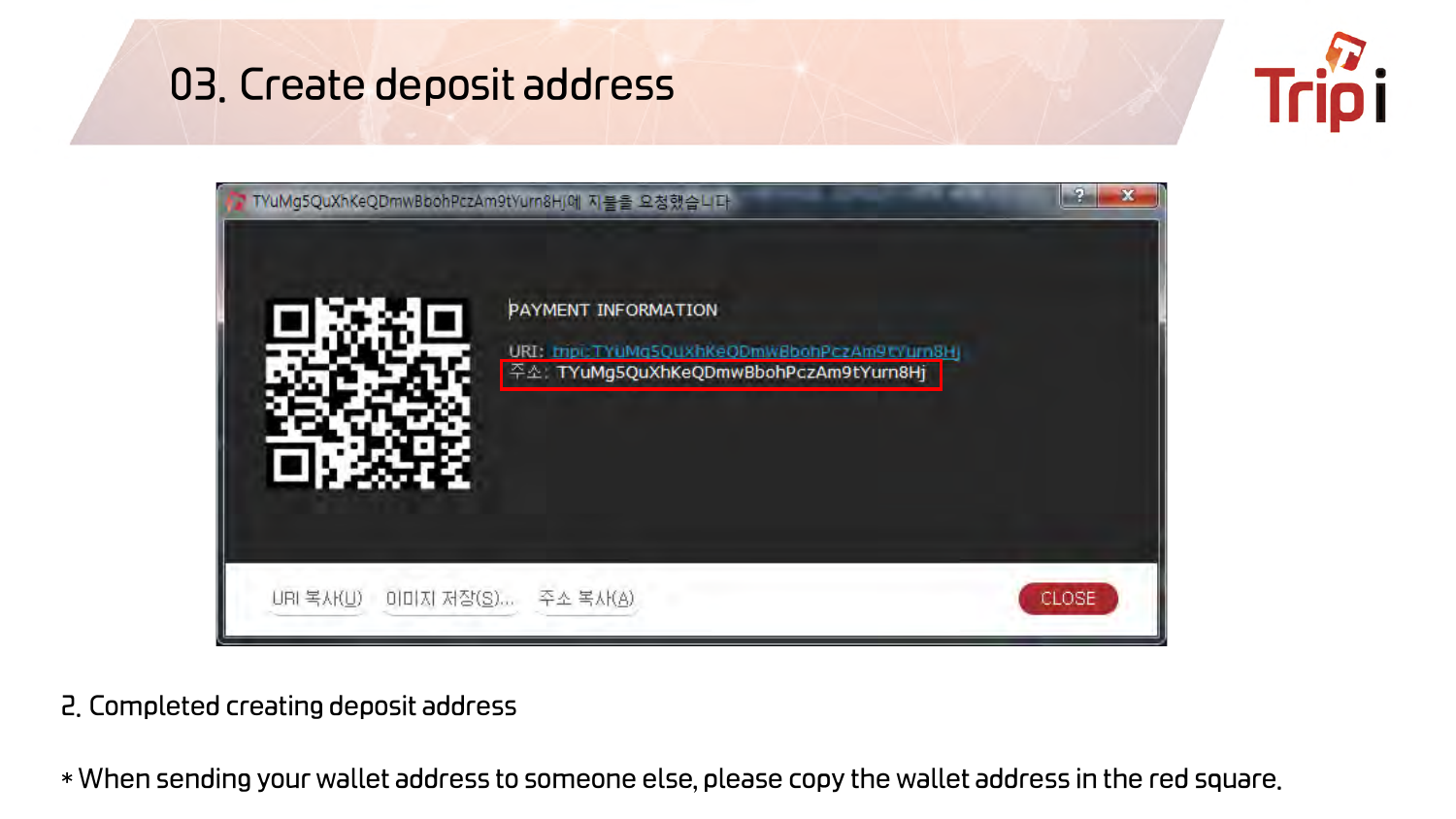# 03. Create deposit address

TYuMg5QuXhKeQDmwBbohPczAm9tYurn8Hj에 지불을 요청했습니다

PAYMENT INFORMATION

URI: tripi:TYuMg5QuXhKeQDmwBbohPczAm9tYurn8Hj

주소: TYuMg5QuXhKeQDmwBbohPczAm9tYurn8Hj

URI 복사(U) 이미지 저장(S)... 주소 복사(A) CLOSE

2. Completed creating deposit address

* When sending your wallet address to someone else, please copy the wallet address in the red square.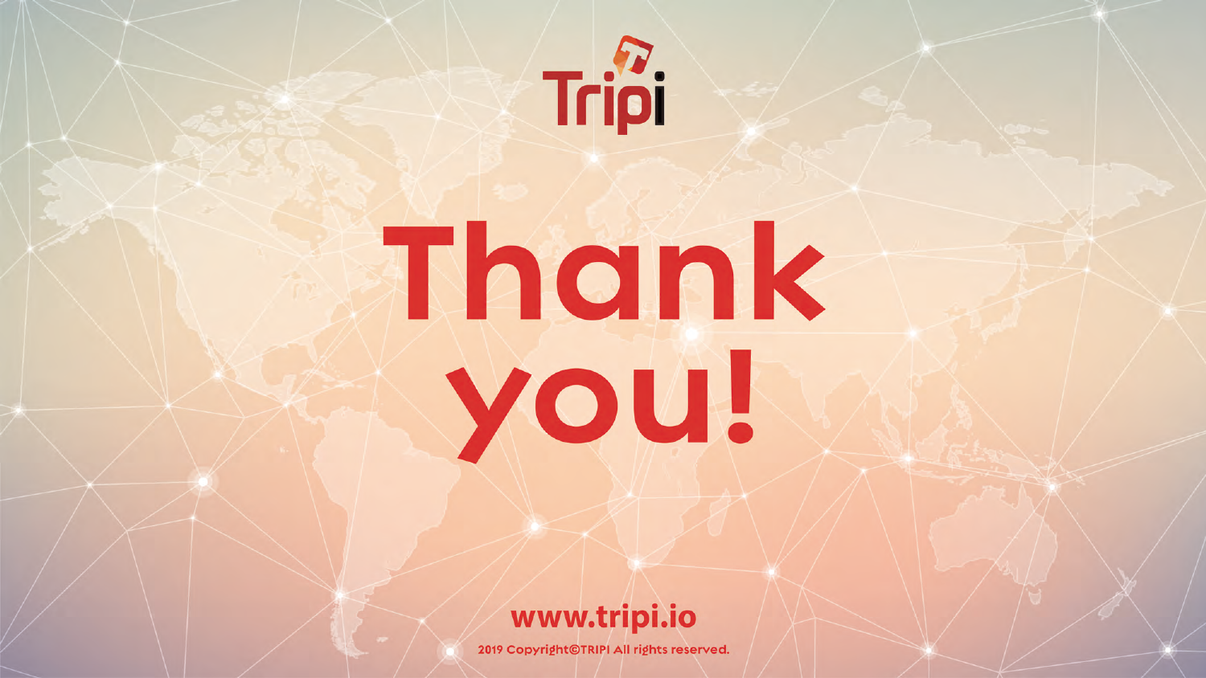Tripi

# Thank you!

www.tripi.io

2019 Copyright©TRIPI All rights reserved.